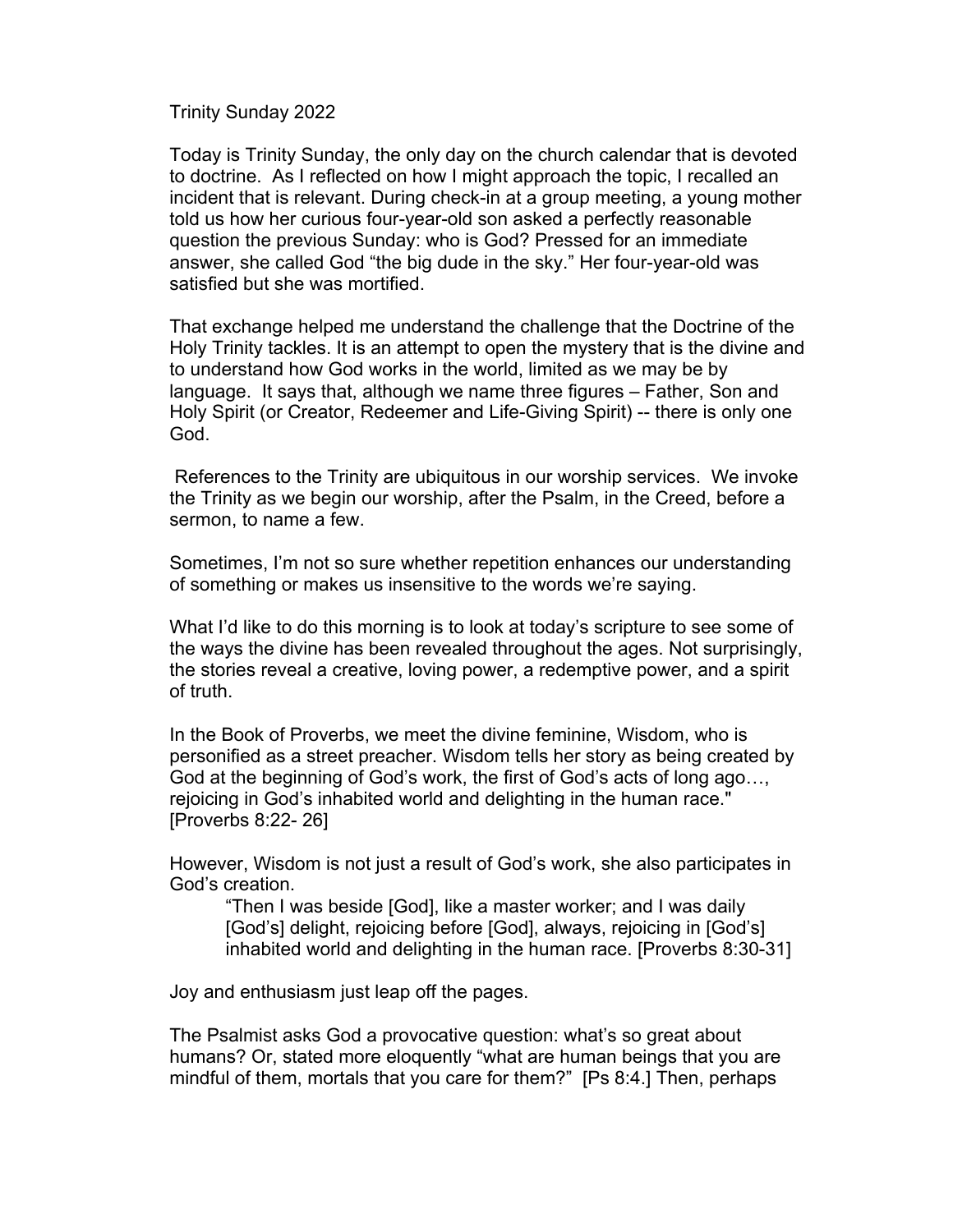# Trinity Sunday 2022

Today is Trinity Sunday, the only day on the church calendar that is devoted to doctrine. As I reflected on how I might approach the topic, I recalled an incident that is relevant. During check-in at a group meeting, a young mother told us how her curious four-year-old son asked a perfectly reasonable question the previous Sunday: who is God? Pressed for an immediate answer, she called God "the big dude in the sky." Her four-year-old was satisfied but she was mortified.

That exchange helped me understand the challenge that the Doctrine of the Holy Trinity tackles. It is an attempt to open the mystery that is the divine and to understand how God works in the world, limited as we may be by language. It says that, although we name three figures – Father, Son and Holy Spirit (or Creator, Redeemer and Life-Giving Spirit) -- there is only one God.

References to the Trinity are ubiquitous in our worship services. We invoke the Trinity as we begin our worship, after the Psalm, in the Creed, before a sermon, to name a few.

Sometimes, I'm not so sure whether repetition enhances our understanding of something or makes us insensitive to the words we're saying.

What I'd like to do this morning is to look at today's scripture to see some of the ways the divine has been revealed throughout the ages. Not surprisingly, the stories reveal a creative, loving power, a redemptive power, and a spirit of truth.

In the Book of Proverbs, we meet the divine feminine, Wisdom, who is personified as a street preacher. Wisdom tells her story as being created by God at the beginning of God's work, the first of God's acts of long ago…, rejoicing in God's inhabited world and delighting in the human race." [Proverbs 8:22- 26]

However, Wisdom is not just a result of God's work, she also participates in God's creation.

> "Then I was beside [God], like a master worker; and I was daily [God's] delight, rejoicing before [God], always, rejoicing in [God's] inhabited world and delighting in the human race. [Proverbs 8:30-31]

Joy and enthusiasm just leap off the pages.

The Psalmist asks God a provocative question: what's so great about humans? Or, stated more eloquently "what are human beings that you are mindful of them, mortals that you care for them?" [Ps 8:4.] Then, perhaps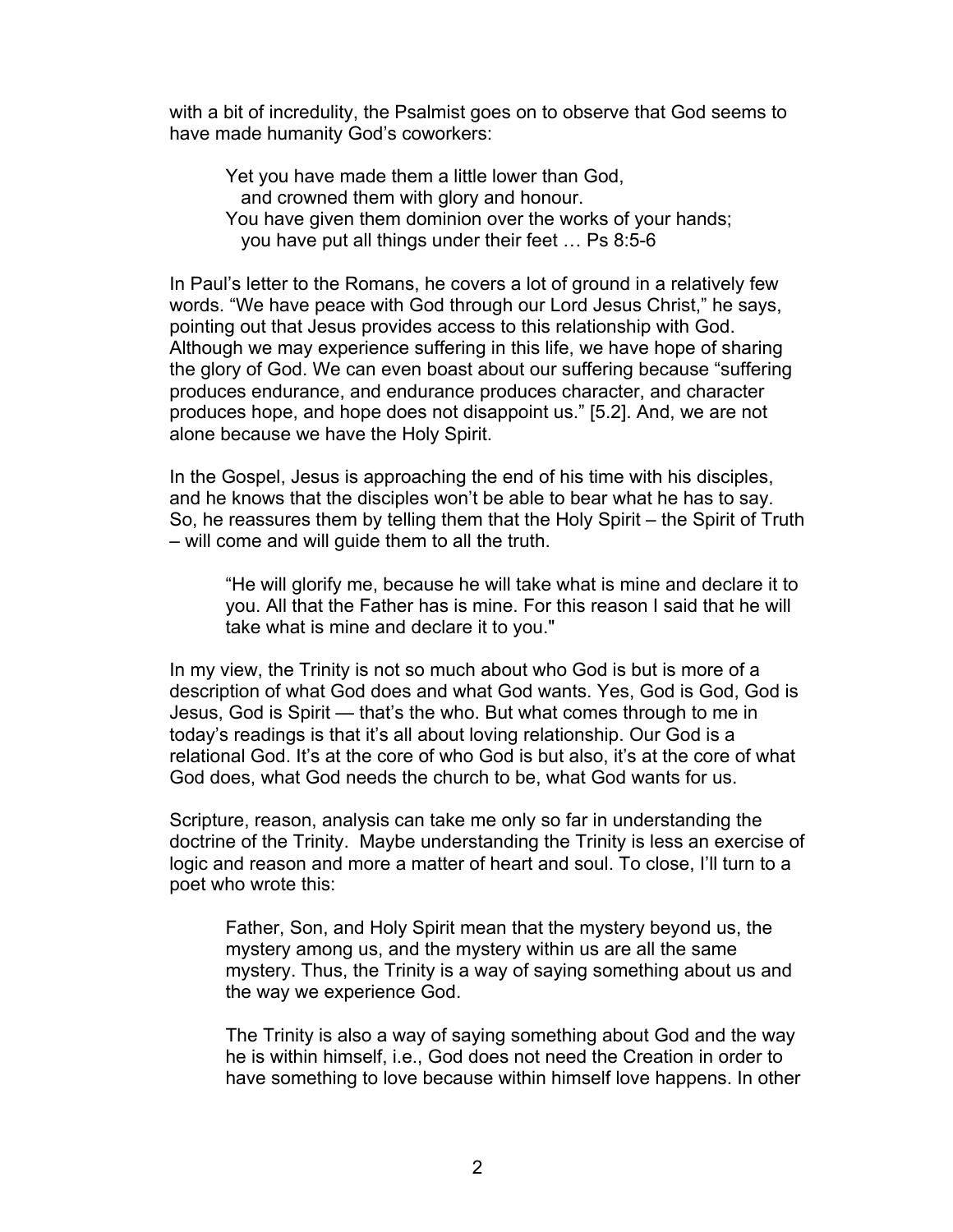with a bit of incredulity, the Psalmist goes on to observe that God seems to have made humanity God's coworkers:

> Yet you have made them a little lower than God,
>   and crowned them with glory and honour.
> You have given them dominion over the works of your hands;
>   you have put all things under their feet … Ps 8:5-6

In Paul's letter to the Romans, he covers a lot of ground in a relatively few words. "We have peace with God through our Lord Jesus Christ," he says, pointing out that Jesus provides access to this relationship with God. Although we may experience suffering in this life, we have hope of sharing the glory of God. We can even boast about our suffering because "suffering produces endurance, and endurance produces character, and character produces hope, and hope does not disappoint us." [5.2]. And, we are not alone because we have the Holy Spirit.

In the Gospel, Jesus is approaching the end of his time with his disciples, and he knows that the disciples won't be able to bear what he has to say. So, he reassures them by telling them that the Holy Spirit – the Spirit of Truth – will come and will guide them to all the truth.

> "He will glorify me, because he will take what is mine and declare it to you. All that the Father has is mine. For this reason I said that he will take what is mine and declare it to you."

In my view, the Trinity is not so much about who God is but is more of a description of what God does and what God wants. Yes, God is God, God is Jesus, God is Spirit — that's the who. But what comes through to me in today's readings is that it's all about loving relationship. Our God is a relational God. It's at the core of who God is but also, it's at the core of what God does, what God needs the church to be, what God wants for us.

Scripture, reason, analysis can take me only so far in understanding the doctrine of the Trinity. Maybe understanding the Trinity is less an exercise of logic and reason and more a matter of heart and soul. To close, I'll turn to a poet who wrote this:

> Father, Son, and Holy Spirit mean that the mystery beyond us, the mystery among us, and the mystery within us are all the same mystery. Thus, the Trinity is a way of saying something about us and the way we experience God.
>
> The Trinity is also a way of saying something about God and the way he is within himself, i.e., God does not need the Creation in order to have something to love because within himself love happens. In other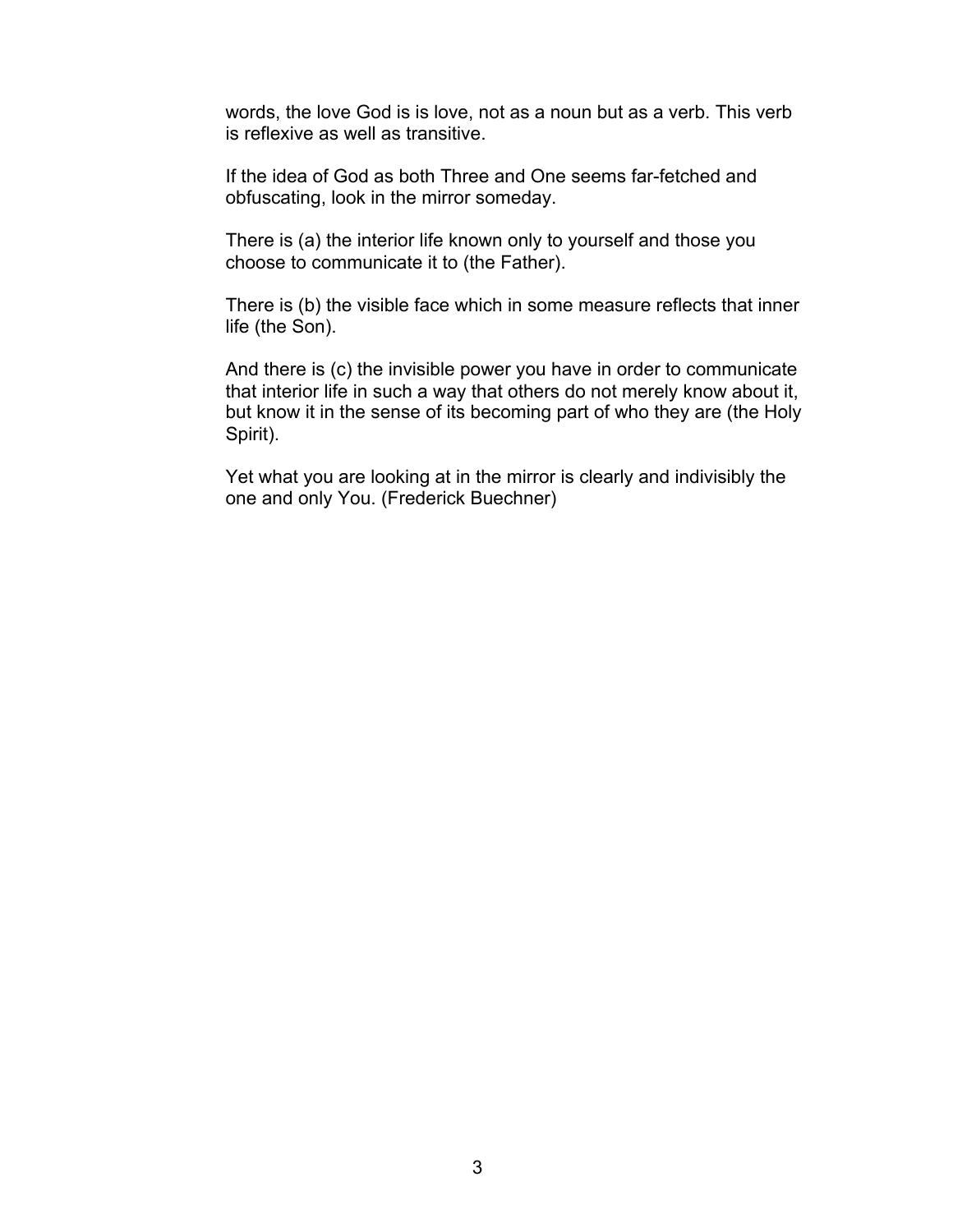words, the love God is is love, not as a noun but as a verb. This verb is reflexive as well as transitive.

If the idea of God as both Three and One seems far-fetched and obfuscating, look in the mirror someday.

There is (a) the interior life known only to yourself and those you choose to communicate it to (the Father).

There is (b) the visible face which in some measure reflects that inner life (the Son).

And there is (c) the invisible power you have in order to communicate that interior life in such a way that others do not merely know about it, but know it in the sense of its becoming part of who they are (the Holy Spirit).

Yet what you are looking at in the mirror is clearly and indivisibly the one and only You. (Frederick Buechner)